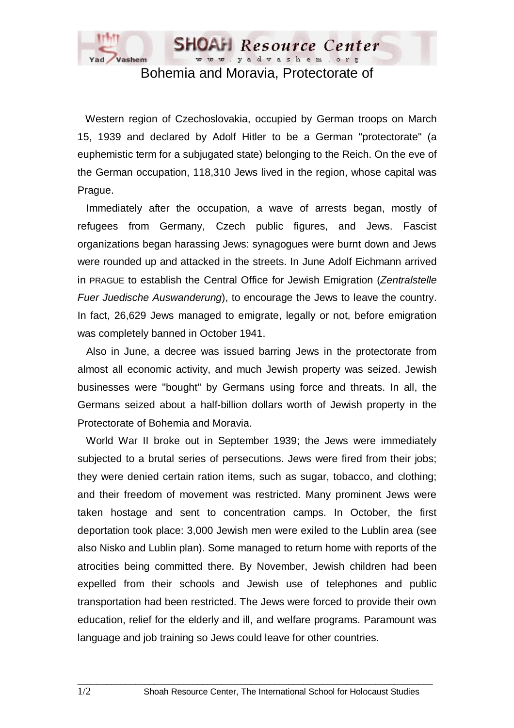# Bohemia and Moravia, Protectorate of

Western region of Czechoslovakia, occupied by German troops on March 15, 1939 and declared by Adolf Hitler to be a German "protectorate" (a euphemistic term for a subjugated state) belonging to the Reich. On the eve of the German occupation, 118,310 Jews lived in the region, whose capital was Prague.

Immediately after the occupation, a wave of arrests began, mostly of refugees from Germany, Czech public figures, and Jews. Fascist organizations began harassing Jews: synagogues were burnt down and Jews were rounded up and attacked in the streets. In June Adolf Eichmann arrived in PRAGUE to establish the Central Office for Jewish Emigration (*Zentralstelle Fuer Juedische Auswanderung*), to encourage the Jews to leave the country. In fact, 26,629 Jews managed to emigrate, legally or not, before emigration was completely banned in October 1941.

Also in June, a decree was issued barring Jews in the protectorate from almost all economic activity, and much Jewish property was seized. Jewish businesses were "bought" by Germans using force and threats. In all, the Germans seized about a half-billion dollars worth of Jewish property in the Protectorate of Bohemia and Moravia.

World War II broke out in September 1939; the Jews were immediately subjected to a brutal series of persecutions. Jews were fired from their jobs; they were denied certain ration items, such as sugar, tobacco, and clothing; and their freedom of movement was restricted. Many prominent Jews were taken hostage and sent to concentration camps. In October, the first deportation took place: 3,000 Jewish men were exiled to the Lublin area (see also Nisko and Lublin plan). Some managed to return home with reports of the atrocities being committed there. By November, Jewish children had been expelled from their schools and Jewish use of telephones and public transportation had been restricted. The Jews were forced to provide their own education, relief for the elderly and ill, and welfare programs. Paramount was language and job training so Jews could leave for other countries.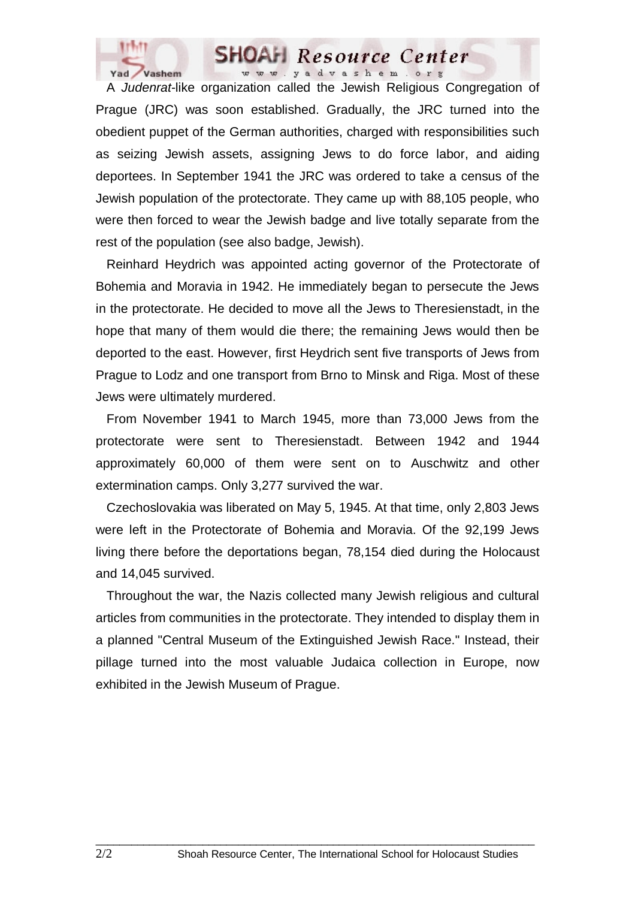A *Judenrat*-like organization called the Jewish Religious Congregation of Prague (JRC) was soon established. Gradually, the JRC turned into the obedient puppet of the German authorities, charged with responsibilities such as seizing Jewish assets, assigning Jews to do force labor, and aiding deportees. In September 1941 the JRC was ordered to take a census of the Jewish population of the protectorate. They came up with 88,105 people, who were then forced to wear the Jewish badge and live totally separate from the rest of the population (see also badge, Jewish).

Reinhard Heydrich was appointed acting governor of the Protectorate of Bohemia and Moravia in 1942. He immediately began to persecute the Jews in the protectorate. He decided to move all the Jews to Theresienstadt, in the hope that many of them would die there; the remaining Jews would then be deported to the east. However, first Heydrich sent five transports of Jews from Prague to Lodz and one transport from Brno to Minsk and Riga. Most of these Jews were ultimately murdered.

From November 1941 to March 1945, more than 73,000 Jews from the protectorate were sent to Theresienstadt. Between 1942 and 1944 approximately 60,000 of them were sent on to Auschwitz and other extermination camps. Only 3,277 survived the war.

Czechoslovakia was liberated on May 5, 1945. At that time, only 2,803 Jews were left in the Protectorate of Bohemia and Moravia. Of the 92,199 Jews living there before the deportations began, 78,154 died during the Holocaust and 14,045 survived.

Throughout the war, the Nazis collected many Jewish religious and cultural articles from communities in the protectorate. They intended to display them in a planned "Central Museum of the Extinguished Jewish Race." Instead, their pillage turned into the most valuable Judaica collection in Europe, now exhibited in the Jewish Museum of Prague.